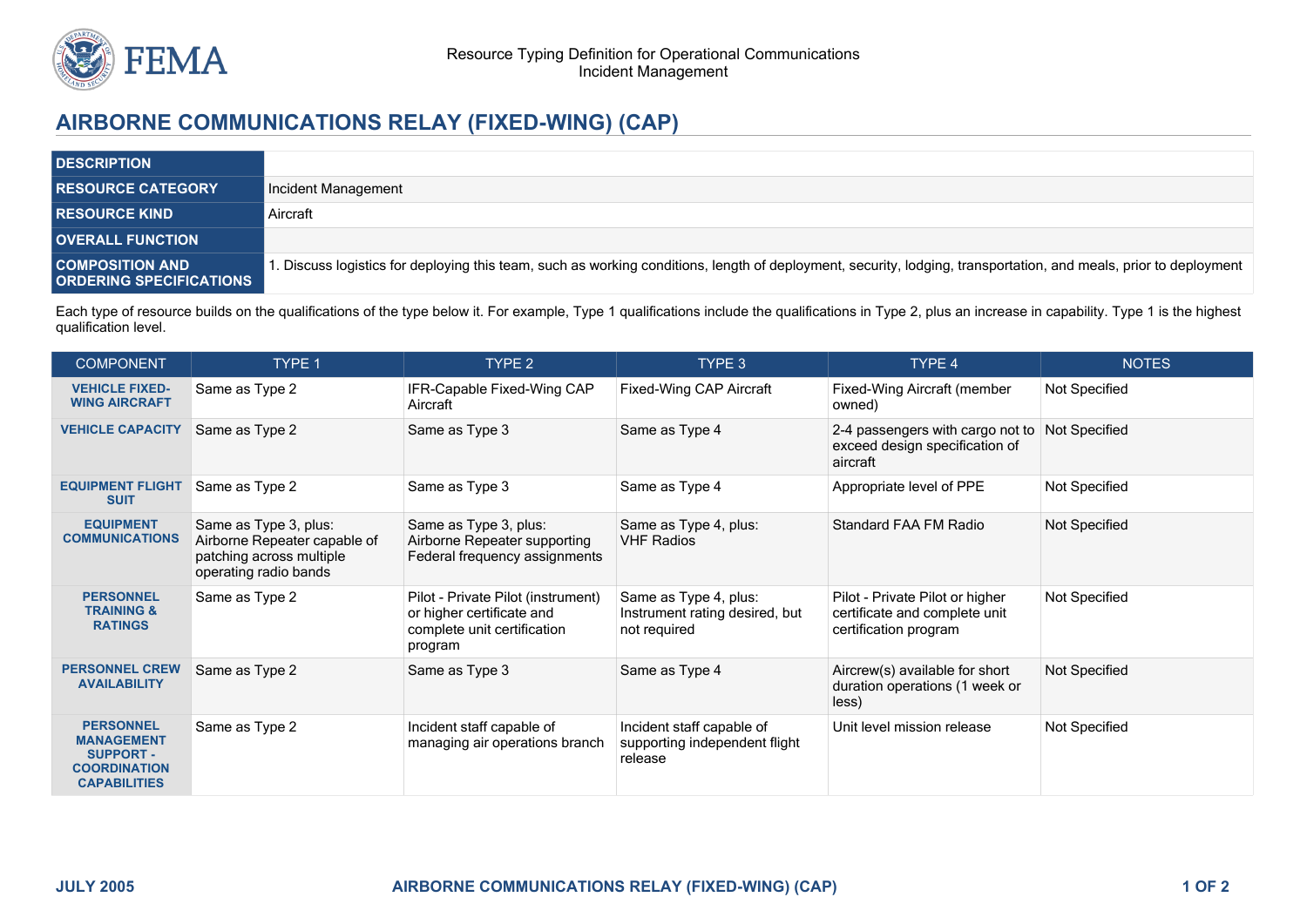Resource Typing Definition for Operational Communications
Incident Management

# AIRBORNE COMMUNICATIONS RELAY (FIXED-WING) (CAP)

| | |
|---|---|
| **DESCRIPTION** | |
| **RESOURCE CATEGORY** | Incident Management |
| **RESOURCE KIND** | Aircraft |
| **OVERALL FUNCTION** | |
| **COMPOSITION AND ORDERING SPECIFICATIONS** | 1. Discuss logistics for deploying this team, such as working conditions, length of deployment, security, lodging, transportation, and meals, prior to deployment |

Each type of resource builds on the qualifications of the type below it. For example, Type 1 qualifications include the qualifications in Type 2, plus an increase in capability. Type 1 is the highest qualification level.

| COMPONENT | TYPE 1 | TYPE 2 | TYPE 3 | TYPE 4 | NOTES |
|---|---|---|---|---|---|
| **VEHICLE FIXED-WING AIRCRAFT** | Same as Type 2 | IFR-Capable Fixed-Wing CAP Aircraft | Fixed-Wing CAP Aircraft | Fixed-Wing Aircraft (member owned) | Not Specified |
| **VEHICLE CAPACITY** | Same as Type 2 | Same as Type 3 | Same as Type 4 | 2-4 passengers with cargo not to exceed design specification of aircraft | Not Specified |
| **EQUIPMENT FLIGHT SUIT** | Same as Type 2 | Same as Type 3 | Same as Type 4 | Appropriate level of PPE | Not Specified |
| **EQUIPMENT COMMUNICATIONS** | Same as Type 3, plus: Airborne Repeater capable of patching across multiple operating radio bands | Same as Type 3, plus: Airborne Repeater supporting Federal frequency assignments | Same as Type 4, plus: VHF Radios | Standard FAA FM Radio | Not Specified |
| **PERSONNEL TRAINING & RATINGS** | Same as Type 2 | Pilot - Private Pilot (instrument) or higher certificate and complete unit certification program | Same as Type 4, plus: Instrument rating desired, but not required | Pilot - Private Pilot or higher certificate and complete unit certification program | Not Specified |
| **PERSONNEL CREW AVAILABILITY** | Same as Type 2 | Same as Type 3 | Same as Type 4 | Aircrew(s) available for short duration operations (1 week or less) | Not Specified |
| **PERSONNEL MANAGEMENT SUPPORT - COORDINATION CAPABILITIES** | Same as Type 2 | Incident staff capable of managing air operations branch | Incident staff capable of supporting independent flight release | Unit level mission release | Not Specified |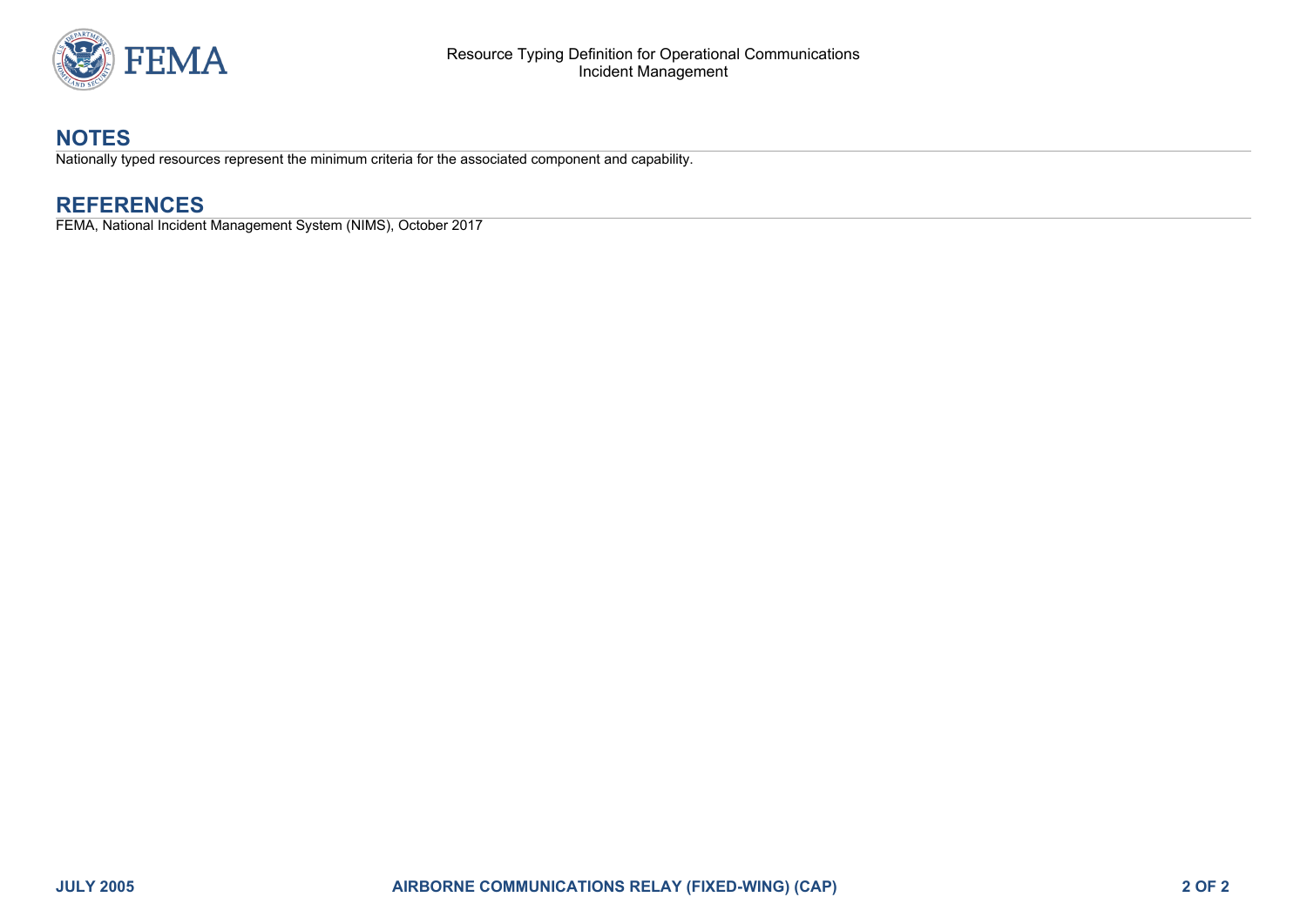## NOTES

Nationally typed resources represent the minimum criteria for the associated component and capability.

## REFERENCES

FEMA, National Incident Management System (NIMS), October 2017